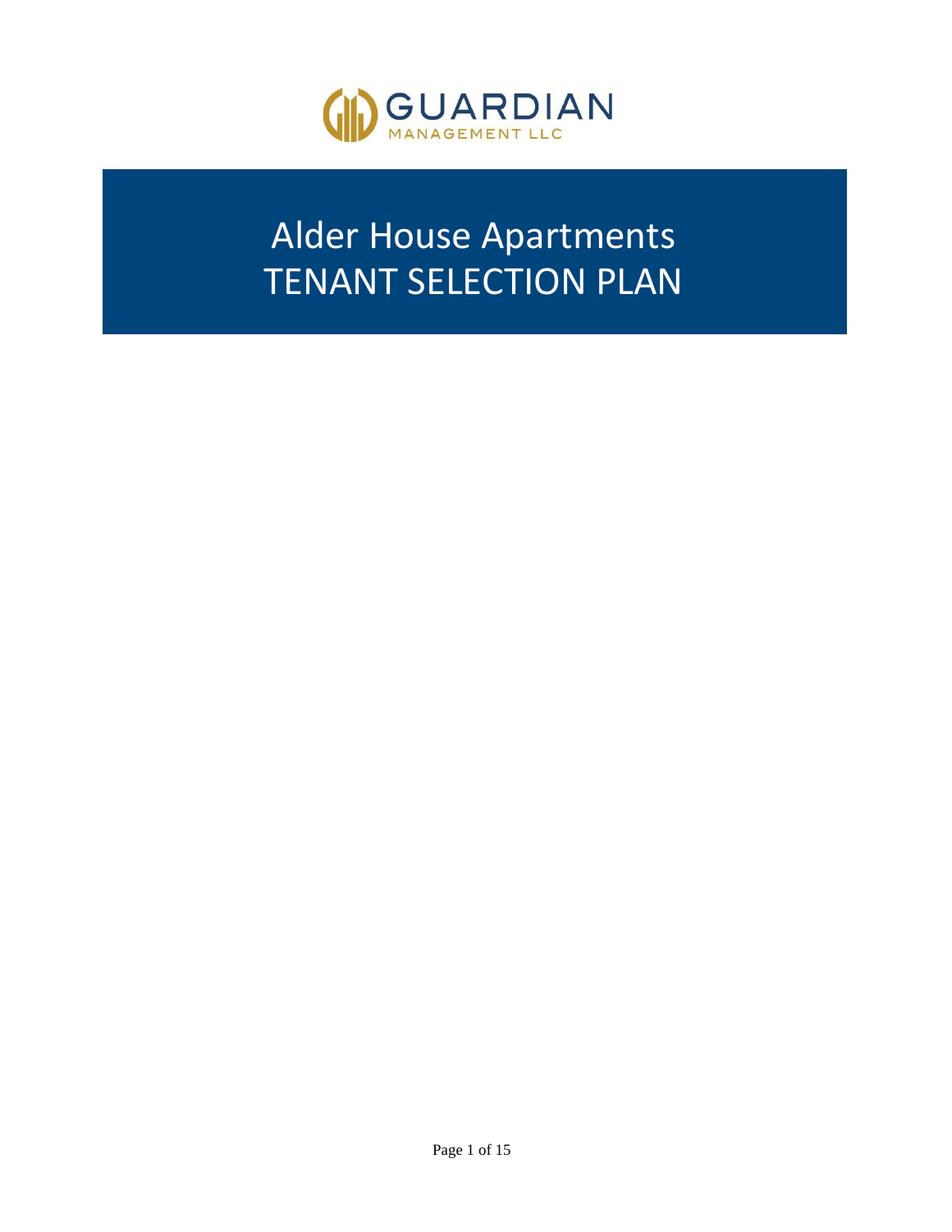GUARDIAN
MANAGEMENT LLC

# Alder House Apartments
# TENANT SELECTION PLAN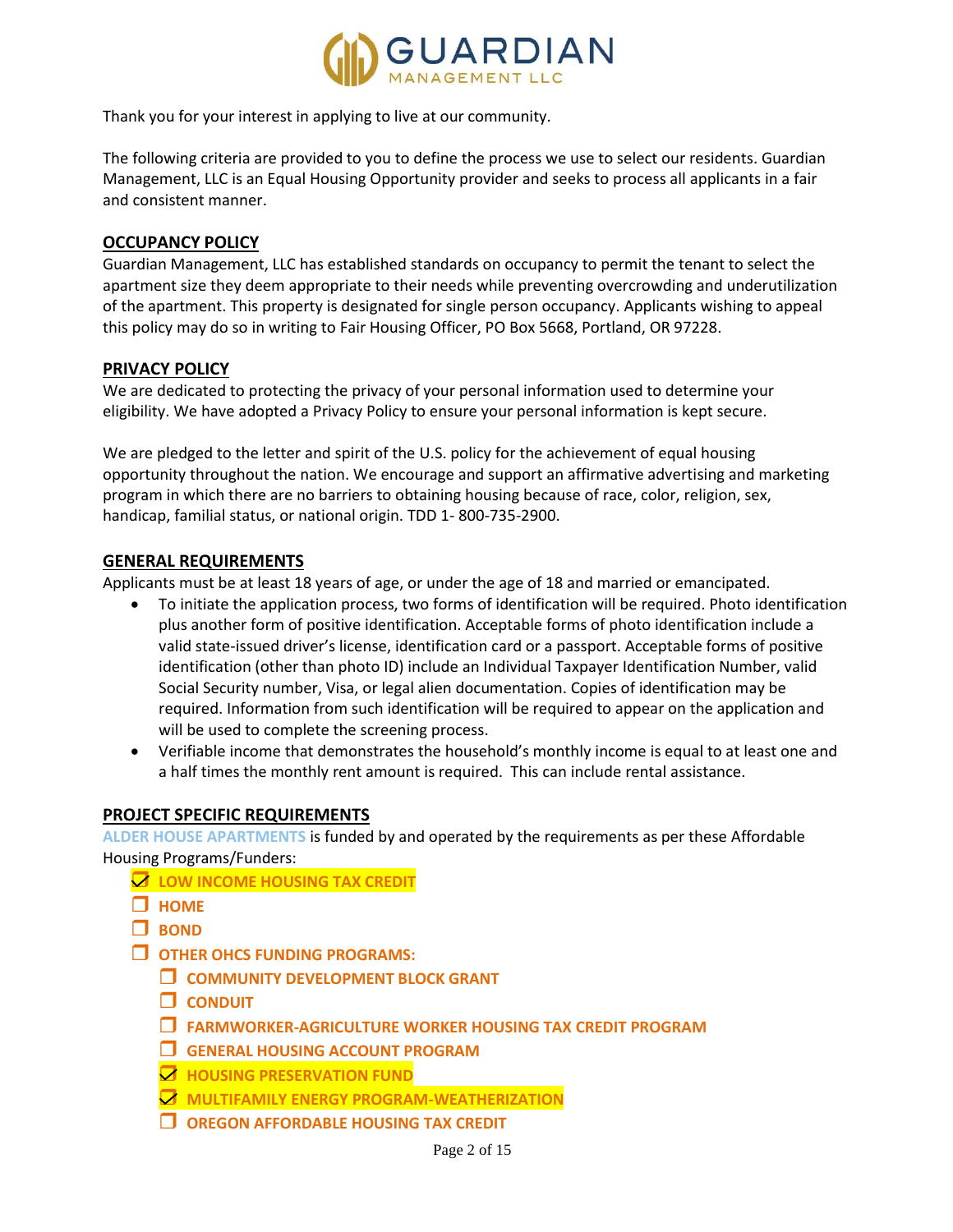Thank you for your interest in applying to live at our community.

The following criteria are provided to you to define the process we use to select our residents. Guardian Management, LLC is an Equal Housing Opportunity provider and seeks to process all applicants in a fair and consistent manner.

## OCCUPANCY POLICY

Guardian Management, LLC has established standards on occupancy to permit the tenant to select the apartment size they deem appropriate to their needs while preventing overcrowding and underutilization of the apartment. This property is designated for single person occupancy. Applicants wishing to appeal this policy may do so in writing to Fair Housing Officer, PO Box 5668, Portland, OR 97228.

## PRIVACY POLICY

We are dedicated to protecting the privacy of your personal information used to determine your eligibility. We have adopted a Privacy Policy to ensure your personal information is kept secure.

We are pledged to the letter and spirit of the U.S. policy for the achievement of equal housing opportunity throughout the nation. We encourage and support an affirmative advertising and marketing program in which there are no barriers to obtaining housing because of race, color, religion, sex, handicap, familial status, or national origin. TDD 1- 800-735-2900.

## GENERAL REQUIREMENTS

Applicants must be at least 18 years of age, or under the age of 18 and married or emancipated.

- To initiate the application process, two forms of identification will be required. Photo identification plus another form of positive identification. Acceptable forms of photo identification include a valid state-issued driver's license, identification card or a passport. Acceptable forms of positive identification (other than photo ID) include an Individual Taxpayer Identification Number, valid Social Security number, Visa, or legal alien documentation. Copies of identification may be required. Information from such identification will be required to appear on the application and will be used to complete the screening process.
- Verifiable income that demonstrates the household's monthly income is equal to at least one and a half times the monthly rent amount is required. This can include rental assistance.

## PROJECT SPECIFIC REQUIREMENTS

ALDER HOUSE APARTMENTS is funded by and operated by the requirements as per these Affordable Housing Programs/Funders:

- ☑ **LOW INCOME HOUSING TAX CREDIT**
- ☐ **HOME**
- ☐ **BOND**
- ☐ **OTHER OHCS FUNDING PROGRAMS:**
  - ☐ **COMMUNITY DEVELOPMENT BLOCK GRANT**
  - ☐ **CONDUIT**
  - ☐ **FARMWORKER-AGRICULTURE WORKER HOUSING TAX CREDIT PROGRAM**
  - ☐ **GENERAL HOUSING ACCOUNT PROGRAM**
  - ☑ **HOUSING PRESERVATION FUND**
  - ☑ **MULTIFAMILY ENERGY PROGRAM-WEATHERIZATION**
  - ☐ **OREGON AFFORDABLE HOUSING TAX CREDIT**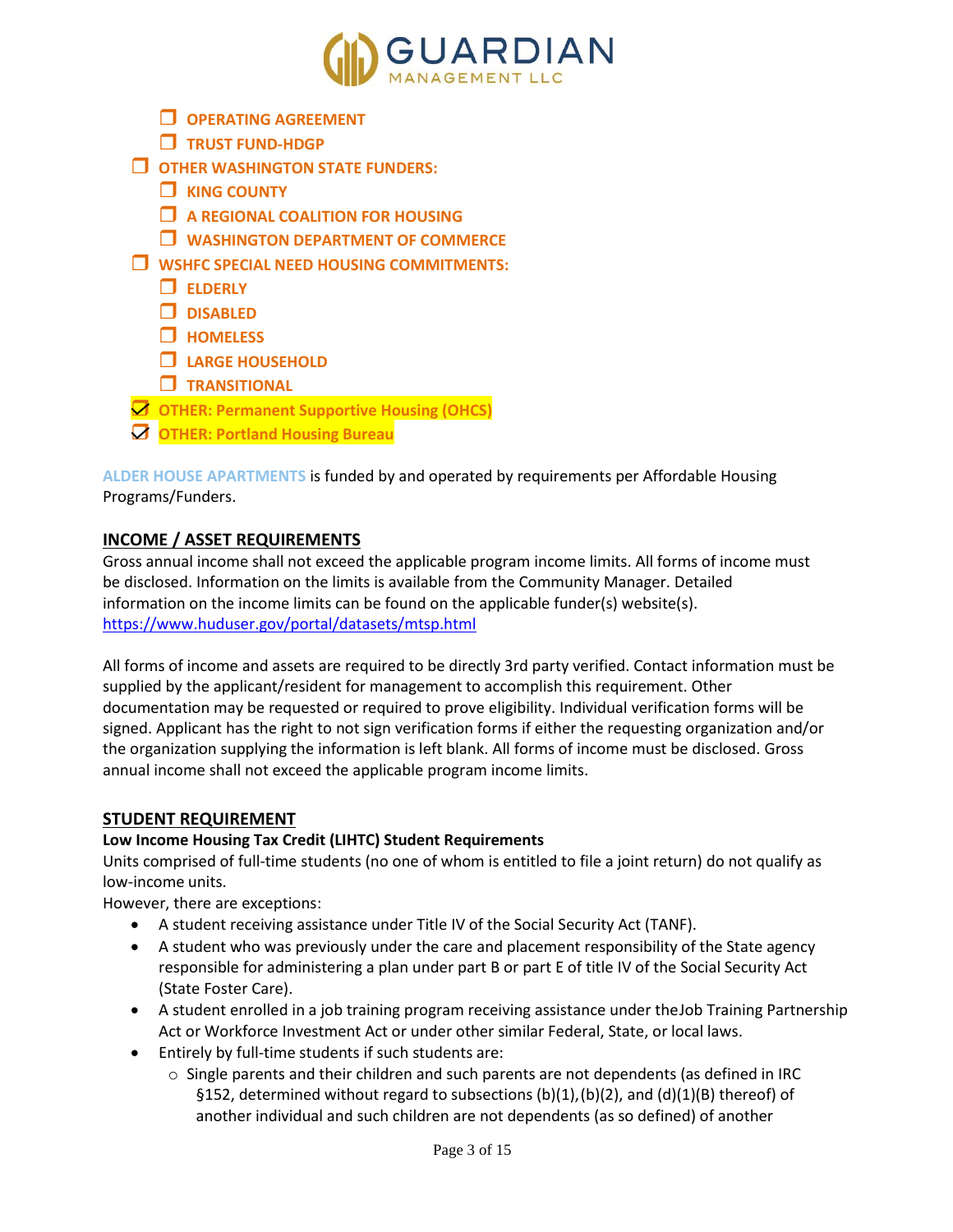- ☐ OPERATING AGREEMENT
  - ☐ TRUST FUND-HDGP
- ☐ OTHER WASHINGTON STATE FUNDERS:
  - ☐ KING COUNTY
  - ☐ A REGIONAL COALITION FOR HOUSING
  - ☐ WASHINGTON DEPARTMENT OF COMMERCE
- ☐ WSHFC SPECIAL NEED HOUSING COMMITMENTS:
  - ☐ ELDERLY
  - ☐ DISABLED
  - ☐ HOMELESS
  - ☐ LARGE HOUSEHOLD
  - ☐ TRANSITIONAL
- ☑ OTHER: Permanent Supportive Housing (OHCS)
- ☑ OTHER: Portland Housing Bureau

ALDER HOUSE APARTMENTS is funded by and operated by requirements per Affordable Housing Programs/Funders.

## INCOME / ASSET REQUIREMENTS

Gross annual income shall not exceed the applicable program income limits. All forms of income must be disclosed. Information on the limits is available from the Community Manager. Detailed information on the income limits can be found on the applicable funder(s) website(s). https://www.huduser.gov/portal/datasets/mtsp.html

All forms of income and assets are required to be directly 3rd party verified. Contact information must be supplied by the applicant/resident for management to accomplish this requirement. Other documentation may be requested or required to prove eligibility. Individual verification forms will be signed. Applicant has the right to not sign verification forms if either the requesting organization and/or the organization supplying the information is left blank. All forms of income must be disclosed. Gross annual income shall not exceed the applicable program income limits.

## STUDENT REQUIREMENT

**Low Income Housing Tax Credit (LIHTC) Student Requirements**

Units comprised of full-time students (no one of whom is entitled to file a joint return) do not qualify as low-income units.

However, there are exceptions:

- A student receiving assistance under Title IV of the Social Security Act (TANF).
- A student who was previously under the care and placement responsibility of the State agency responsible for administering a plan under part B or part E of title IV of the Social Security Act (State Foster Care).
- A student enrolled in a job training program receiving assistance under theJob Training Partnership Act or Workforce Investment Act or under other similar Federal, State, or local laws.
- Entirely by full-time students if such students are:
  - Single parents and their children and such parents are not dependents (as defined in IRC §152, determined without regard to subsections (b)(1),(b)(2), and (d)(1)(B) thereof) of another individual and such children are not dependents (as so defined) of another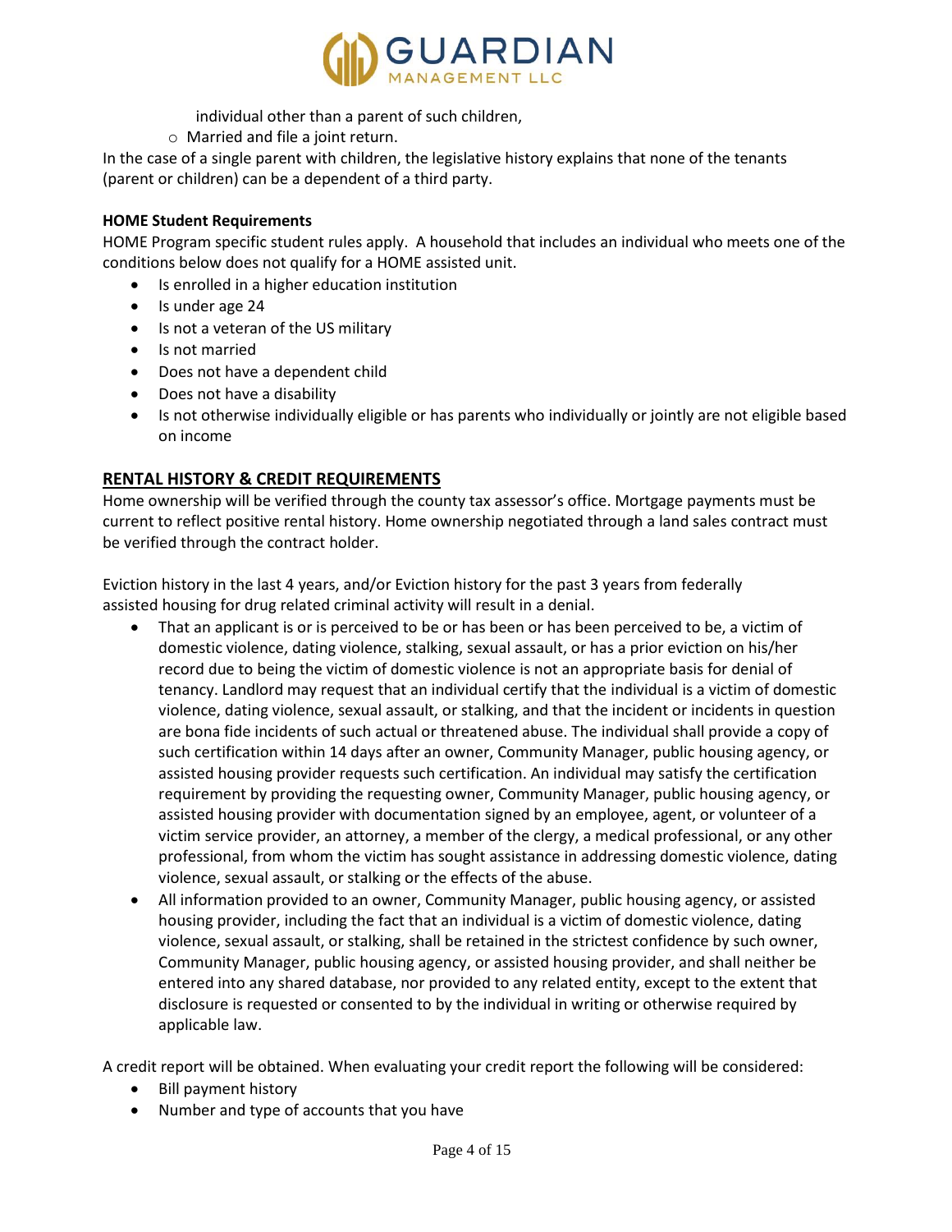individual other than a parent of such children,

- Married and file a joint return.

In the case of a single parent with children, the legislative history explains that none of the tenants (parent or children) can be a dependent of a third party.

**HOME Student Requirements**

HOME Program specific student rules apply. A household that includes an individual who meets one of the conditions below does not qualify for a HOME assisted unit.

- Is enrolled in a higher education institution
- Is under age 24
- Is not a veteran of the US military
- Is not married
- Does not have a dependent child
- Does not have a disability
- Is not otherwise individually eligible or has parents who individually or jointly are not eligible based on income

## RENTAL HISTORY & CREDIT REQUIREMENTS

Home ownership will be verified through the county tax assessor's office. Mortgage payments must be current to reflect positive rental history. Home ownership negotiated through a land sales contract must be verified through the contract holder.

Eviction history in the last 4 years, and/or Eviction history for the past 3 years from federally assisted housing for drug related criminal activity will result in a denial.

- That an applicant is or is perceived to be or has been or has been perceived to be, a victim of domestic violence, dating violence, stalking, sexual assault, or has a prior eviction on his/her record due to being the victim of domestic violence is not an appropriate basis for denial of tenancy. Landlord may request that an individual certify that the individual is a victim of domestic violence, dating violence, sexual assault, or stalking, and that the incident or incidents in question are bona fide incidents of such actual or threatened abuse. The individual shall provide a copy of such certification within 14 days after an owner, Community Manager, public housing agency, or assisted housing provider requests such certification. An individual may satisfy the certification requirement by providing the requesting owner, Community Manager, public housing agency, or assisted housing provider with documentation signed by an employee, agent, or volunteer of a victim service provider, an attorney, a member of the clergy, a medical professional, or any other professional, from whom the victim has sought assistance in addressing domestic violence, dating violence, sexual assault, or stalking or the effects of the abuse.
- All information provided to an owner, Community Manager, public housing agency, or assisted housing provider, including the fact that an individual is a victim of domestic violence, dating violence, sexual assault, or stalking, shall be retained in the strictest confidence by such owner, Community Manager, public housing agency, or assisted housing provider, and shall neither be entered into any shared database, nor provided to any related entity, except to the extent that disclosure is requested or consented to by the individual in writing or otherwise required by applicable law.

A credit report will be obtained. When evaluating your credit report the following will be considered:

- Bill payment history
- Number and type of accounts that you have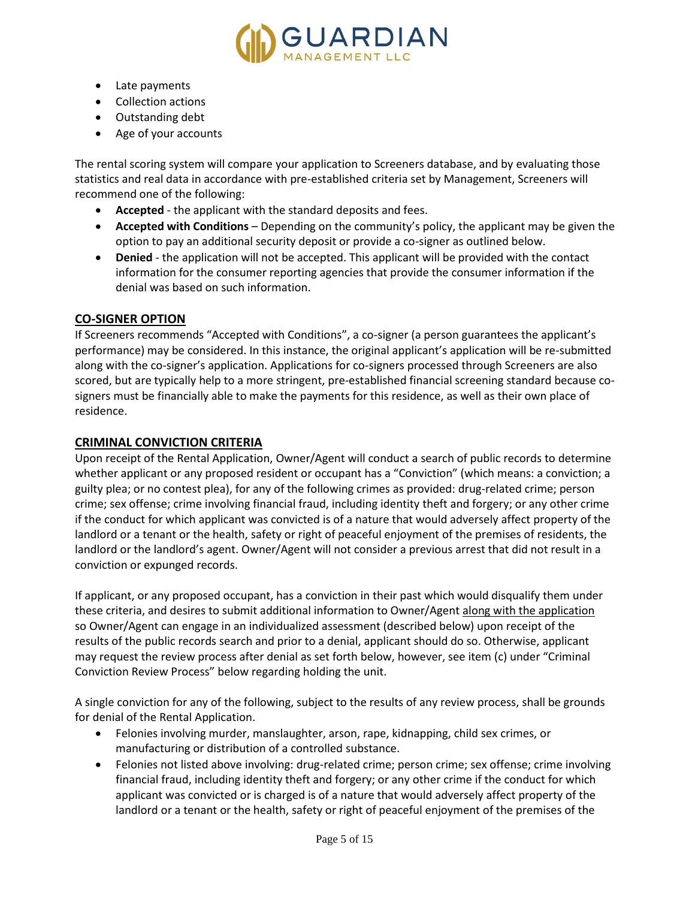- Late payments
- Collection actions
- Outstanding debt
- Age of your accounts

The rental scoring system will compare your application to Screeners database, and by evaluating those statistics and real data in accordance with pre-established criteria set by Management, Screeners will recommend one of the following:

- **Accepted** - the applicant with the standard deposits and fees.
- **Accepted with Conditions** – Depending on the community's policy, the applicant may be given the option to pay an additional security deposit or provide a co-signer as outlined below.
- **Denied** - the application will not be accepted. This applicant will be provided with the contact information for the consumer reporting agencies that provide the consumer information if the denial was based on such information.

## CO-SIGNER OPTION

If Screeners recommends "Accepted with Conditions", a co-signer (a person guarantees the applicant's performance) may be considered. In this instance, the original applicant's application will be re-submitted along with the co-signer's application. Applications for co-signers processed through Screeners are also scored, but are typically help to a more stringent, pre-established financial screening standard because co-signers must be financially able to make the payments for this residence, as well as their own place of residence.

## CRIMINAL CONVICTION CRITERIA

Upon receipt of the Rental Application, Owner/Agent will conduct a search of public records to determine whether applicant or any proposed resident or occupant has a "Conviction" (which means: a conviction; a guilty plea; or no contest plea), for any of the following crimes as provided: drug-related crime; person crime; sex offense; crime involving financial fraud, including identity theft and forgery; or any other crime if the conduct for which applicant was convicted is of a nature that would adversely affect property of the landlord or a tenant or the health, safety or right of peaceful enjoyment of the premises of residents, the landlord or the landlord's agent. Owner/Agent will not consider a previous arrest that did not result in a conviction or expunged records.

If applicant, or any proposed occupant, has a conviction in their past which would disqualify them under these criteria, and desires to submit additional information to Owner/Agent along with the application so Owner/Agent can engage in an individualized assessment (described below) upon receipt of the results of the public records search and prior to a denial, applicant should do so. Otherwise, applicant may request the review process after denial as set forth below, however, see item (c) under "Criminal Conviction Review Process" below regarding holding the unit.

A single conviction for any of the following, subject to the results of any review process, shall be grounds for denial of the Rental Application.

- Felonies involving murder, manslaughter, arson, rape, kidnapping, child sex crimes, or manufacturing or distribution of a controlled substance.
- Felonies not listed above involving: drug-related crime; person crime; sex offense; crime involving financial fraud, including identity theft and forgery; or any other crime if the conduct for which applicant was convicted or is charged is of a nature that would adversely affect property of the landlord or a tenant or the health, safety or right of peaceful enjoyment of the premises of the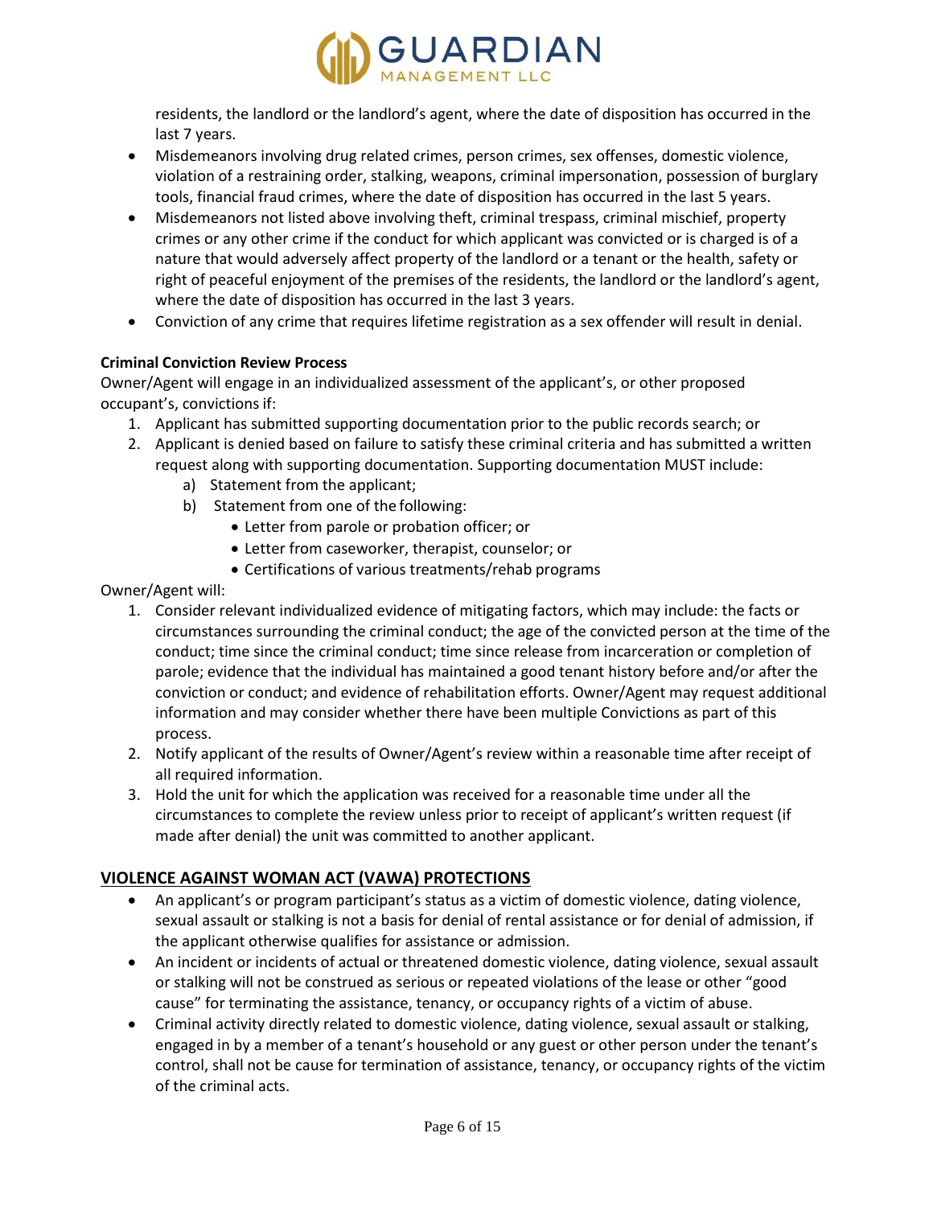residents, the landlord or the landlord's agent, where the date of disposition has occurred in the last 7 years.

- Misdemeanors involving drug related crimes, person crimes, sex offenses, domestic violence, violation of a restraining order, stalking, weapons, criminal impersonation, possession of burglary tools, financial fraud crimes, where the date of disposition has occurred in the last 5 years.
- Misdemeanors not listed above involving theft, criminal trespass, criminal mischief, property crimes or any other crime if the conduct for which applicant was convicted or is charged is of a nature that would adversely affect property of the landlord or a tenant or the health, safety or right of peaceful enjoyment of the premises of the residents, the landlord or the landlord's agent, where the date of disposition has occurred in the last 3 years.
- Conviction of any crime that requires lifetime registration as a sex offender will result in denial.

**Criminal Conviction Review Process**

Owner/Agent will engage in an individualized assessment of the applicant's, or other proposed occupant's, convictions if:

1. Applicant has submitted supporting documentation prior to the public records search; or
2. Applicant is denied based on failure to satisfy these criminal criteria and has submitted a written request along with supporting documentation. Supporting documentation MUST include:
   a) Statement from the applicant;
   b) Statement from one of the following:
      - Letter from parole or probation officer; or
      - Letter from caseworker, therapist, counselor; or
      - Certifications of various treatments/rehab programs

Owner/Agent will:

1. Consider relevant individualized evidence of mitigating factors, which may include: the facts or circumstances surrounding the criminal conduct; the age of the convicted person at the time of the conduct; time since the criminal conduct; time since release from incarceration or completion of parole; evidence that the individual has maintained a good tenant history before and/or after the conviction or conduct; and evidence of rehabilitation efforts. Owner/Agent may request additional information and may consider whether there have been multiple Convictions as part of this process.
2. Notify applicant of the results of Owner/Agent's review within a reasonable time after receipt of all required information.
3. Hold the unit for which the application was received for a reasonable time under all the circumstances to complete the review unless prior to receipt of applicant's written request (if made after denial) the unit was committed to another applicant.

## VIOLENCE AGAINST WOMAN ACT (VAWA) PROTECTIONS

- An applicant's or program participant's status as a victim of domestic violence, dating violence, sexual assault or stalking is not a basis for denial of rental assistance or for denial of admission, if the applicant otherwise qualifies for assistance or admission.
- An incident or incidents of actual or threatened domestic violence, dating violence, sexual assault or stalking will not be construed as serious or repeated violations of the lease or other "good cause" for terminating the assistance, tenancy, or occupancy rights of a victim of abuse.
- Criminal activity directly related to domestic violence, dating violence, sexual assault or stalking, engaged in by a member of a tenant's household or any guest or other person under the tenant's control, shall not be cause for termination of assistance, tenancy, or occupancy rights of the victim of the criminal acts.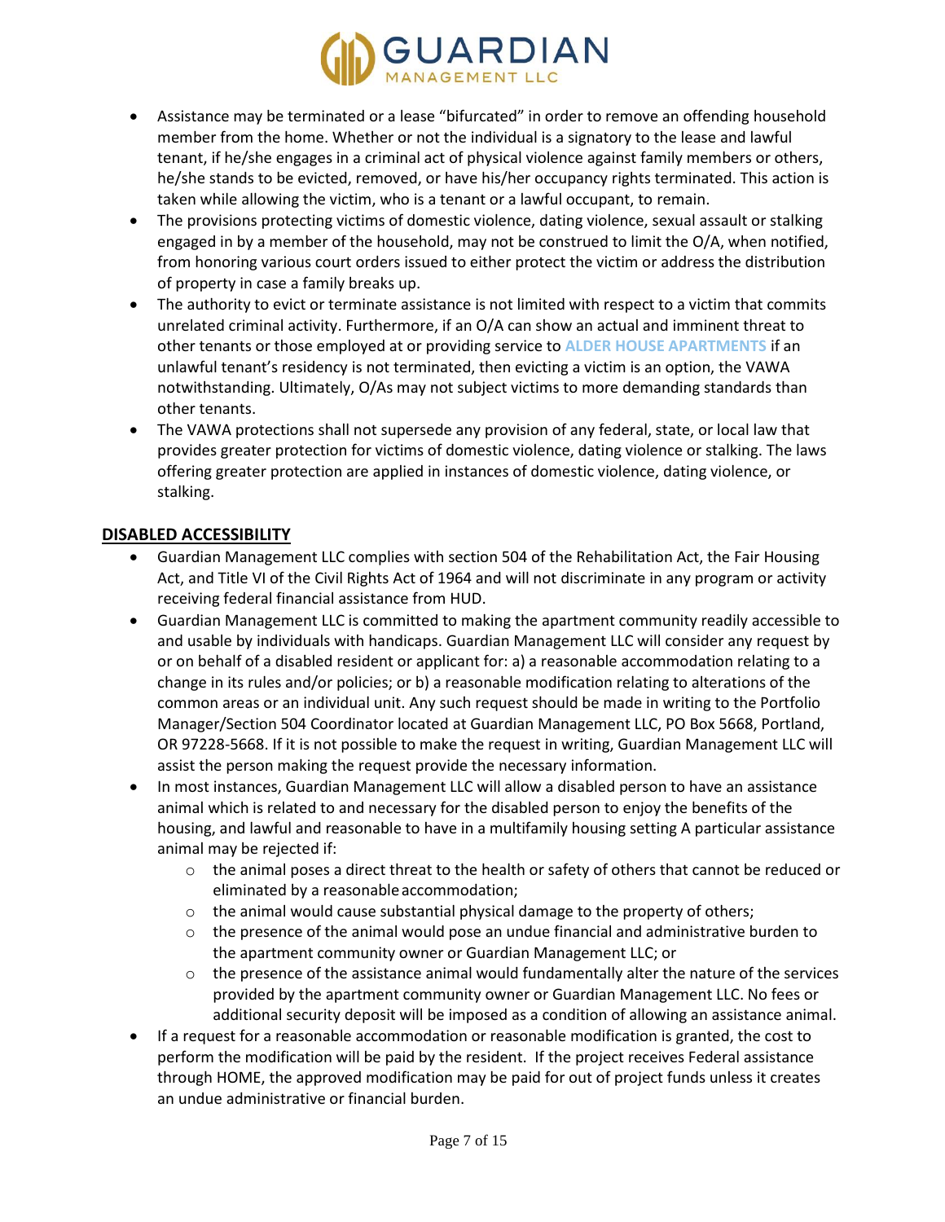- Assistance may be terminated or a lease “bifurcated” in order to remove an offending household member from the home. Whether or not the individual is a signatory to the lease and lawful tenant, if he/she engages in a criminal act of physical violence against family members or others, he/she stands to be evicted, removed, or have his/her occupancy rights terminated. This action is taken while allowing the victim, who is a tenant or a lawful occupant, to remain.
- The provisions protecting victims of domestic violence, dating violence, sexual assault or stalking engaged in by a member of the household, may not be construed to limit the O/A, when notified, from honoring various court orders issued to either protect the victim or address the distribution of property in case a family breaks up.
- The authority to evict or terminate assistance is not limited with respect to a victim that commits unrelated criminal activity. Furthermore, if an O/A can show an actual and imminent threat to other tenants or those employed at or providing service to ALDER HOUSE APARTMENTS if an unlawful tenant’s residency is not terminated, then evicting a victim is an option, the VAWA notwithstanding. Ultimately, O/As may not subject victims to more demanding standards than other tenants.
- The VAWA protections shall not supersede any provision of any federal, state, or local law that provides greater protection for victims of domestic violence, dating violence or stalking. The laws offering greater protection are applied in instances of domestic violence, dating violence, or stalking.

## DISABLED ACCESSIBILITY

- Guardian Management LLC complies with section 504 of the Rehabilitation Act, the Fair Housing Act, and Title VI of the Civil Rights Act of 1964 and will not discriminate in any program or activity receiving federal financial assistance from HUD.
- Guardian Management LLC is committed to making the apartment community readily accessible to and usable by individuals with handicaps. Guardian Management LLC will consider any request by or on behalf of a disabled resident or applicant for: a) a reasonable accommodation relating to a change in its rules and/or policies; or b) a reasonable modification relating to alterations of the common areas or an individual unit. Any such request should be made in writing to the Portfolio Manager/Section 504 Coordinator located at Guardian Management LLC, PO Box 5668, Portland, OR 97228-5668. If it is not possible to make the request in writing, Guardian Management LLC will assist the person making the request provide the necessary information.
- In most instances, Guardian Management LLC will allow a disabled person to have an assistance animal which is related to and necessary for the disabled person to enjoy the benefits of the housing, and lawful and reasonable to have in a multifamily housing setting A particular assistance animal may be rejected if:
  - the animal poses a direct threat to the health or safety of others that cannot be reduced or eliminated by a reasonable accommodation;
  - the animal would cause substantial physical damage to the property of others;
  - the presence of the animal would pose an undue financial and administrative burden to the apartment community owner or Guardian Management LLC; or
  - the presence of the assistance animal would fundamentally alter the nature of the services provided by the apartment community owner or Guardian Management LLC. No fees or additional security deposit will be imposed as a condition of allowing an assistance animal.
- If a request for a reasonable accommodation or reasonable modification is granted, the cost to perform the modification will be paid by the resident. If the project receives Federal assistance through HOME, the approved modification may be paid for out of project funds unless it creates an undue administrative or financial burden.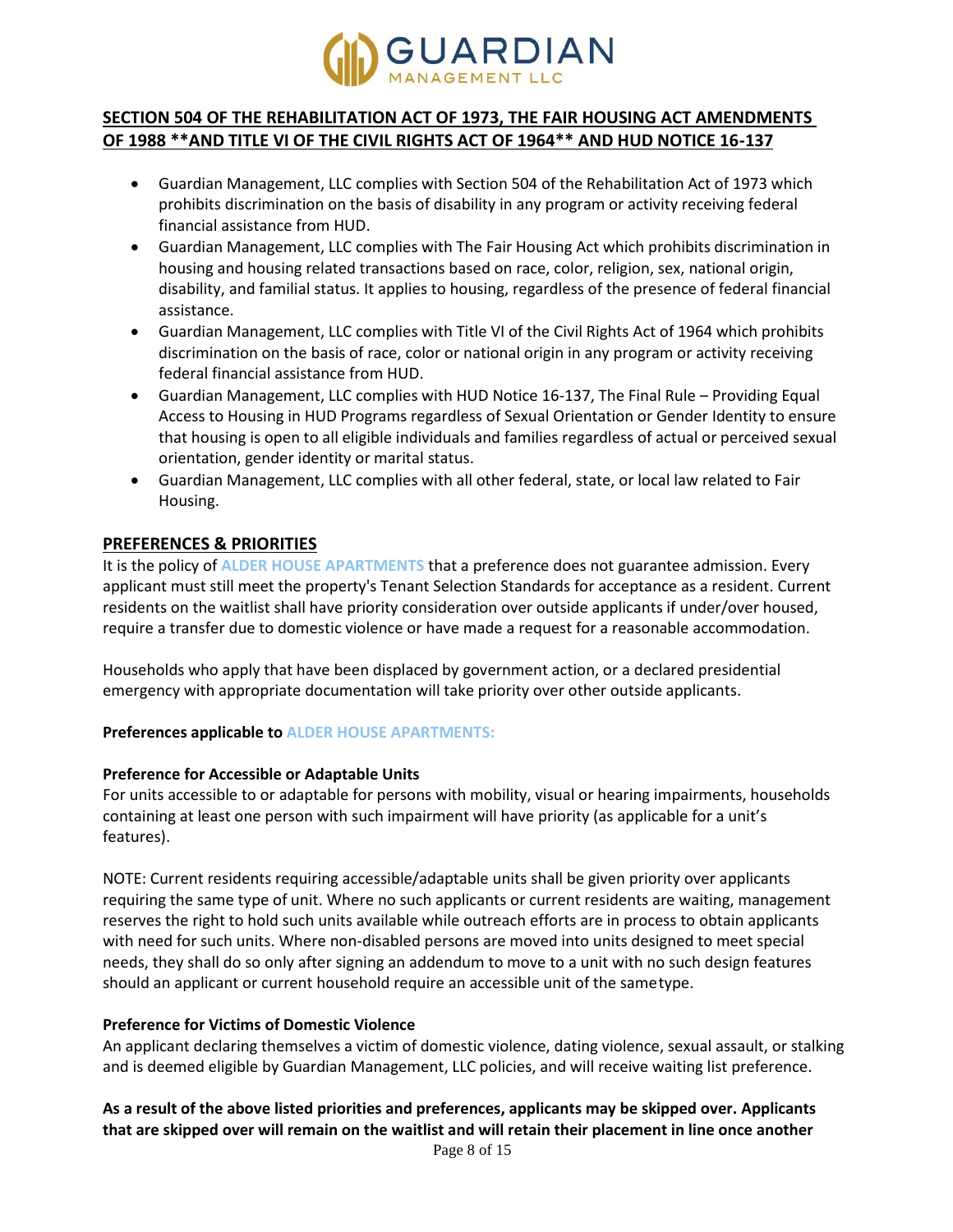GUARDIAN MANAGEMENT LLC

**SECTION 504 OF THE REHABILITATION ACT OF 1973, THE FAIR HOUSING ACT AMENDMENTS OF 1988 **AND TITLE VI OF THE CIVIL RIGHTS ACT OF 1964** AND HUD NOTICE 16-137**

- Guardian Management, LLC complies with Section 504 of the Rehabilitation Act of 1973 which prohibits discrimination on the basis of disability in any program or activity receiving federal financial assistance from HUD.
- Guardian Management, LLC complies with The Fair Housing Act which prohibits discrimination in housing and housing related transactions based on race, color, religion, sex, national origin, disability, and familial status. It applies to housing, regardless of the presence of federal financial assistance.
- Guardian Management, LLC complies with Title VI of the Civil Rights Act of 1964 which prohibits discrimination on the basis of race, color or national origin in any program or activity receiving federal financial assistance from HUD.
- Guardian Management, LLC complies with HUD Notice 16-137, The Final Rule – Providing Equal Access to Housing in HUD Programs regardless of Sexual Orientation or Gender Identity to ensure that housing is open to all eligible individuals and families regardless of actual or perceived sexual orientation, gender identity or marital status.
- Guardian Management, LLC complies with all other federal, state, or local law related to Fair Housing.

**PREFERENCES & PRIORITIES**

It is the policy of **ALDER HOUSE APARTMENTS** that a preference does not guarantee admission. Every applicant must still meet the property's Tenant Selection Standards for acceptance as a resident. Current residents on the waitlist shall have priority consideration over outside applicants if under/over housed, require a transfer due to domestic violence or have made a request for a reasonable accommodation.

Households who apply that have been displaced by government action, or a declared presidential emergency with appropriate documentation will take priority over other outside applicants.

**Preferences applicable to ALDER HOUSE APARTMENTS:**

**Preference for Accessible or Adaptable Units**

For units accessible to or adaptable for persons with mobility, visual or hearing impairments, households containing at least one person with such impairment will have priority (as applicable for a unit's features).

NOTE: Current residents requiring accessible/adaptable units shall be given priority over applicants requiring the same type of unit. Where no such applicants or current residents are waiting, management reserves the right to hold such units available while outreach efforts are in process to obtain applicants with need for such units. Where non-disabled persons are moved into units designed to meet special needs, they shall do so only after signing an addendum to move to a unit with no such design features should an applicant or current household require an accessible unit of the same type.

**Preference for Victims of Domestic Violence**

An applicant declaring themselves a victim of domestic violence, dating violence, sexual assault, or stalking and is deemed eligible by Guardian Management, LLC policies, and will receive waiting list preference.

**As a result of the above listed priorities and preferences, applicants may be skipped over. Applicants that are skipped over will remain on the waitlist and will retain their placement in line once another**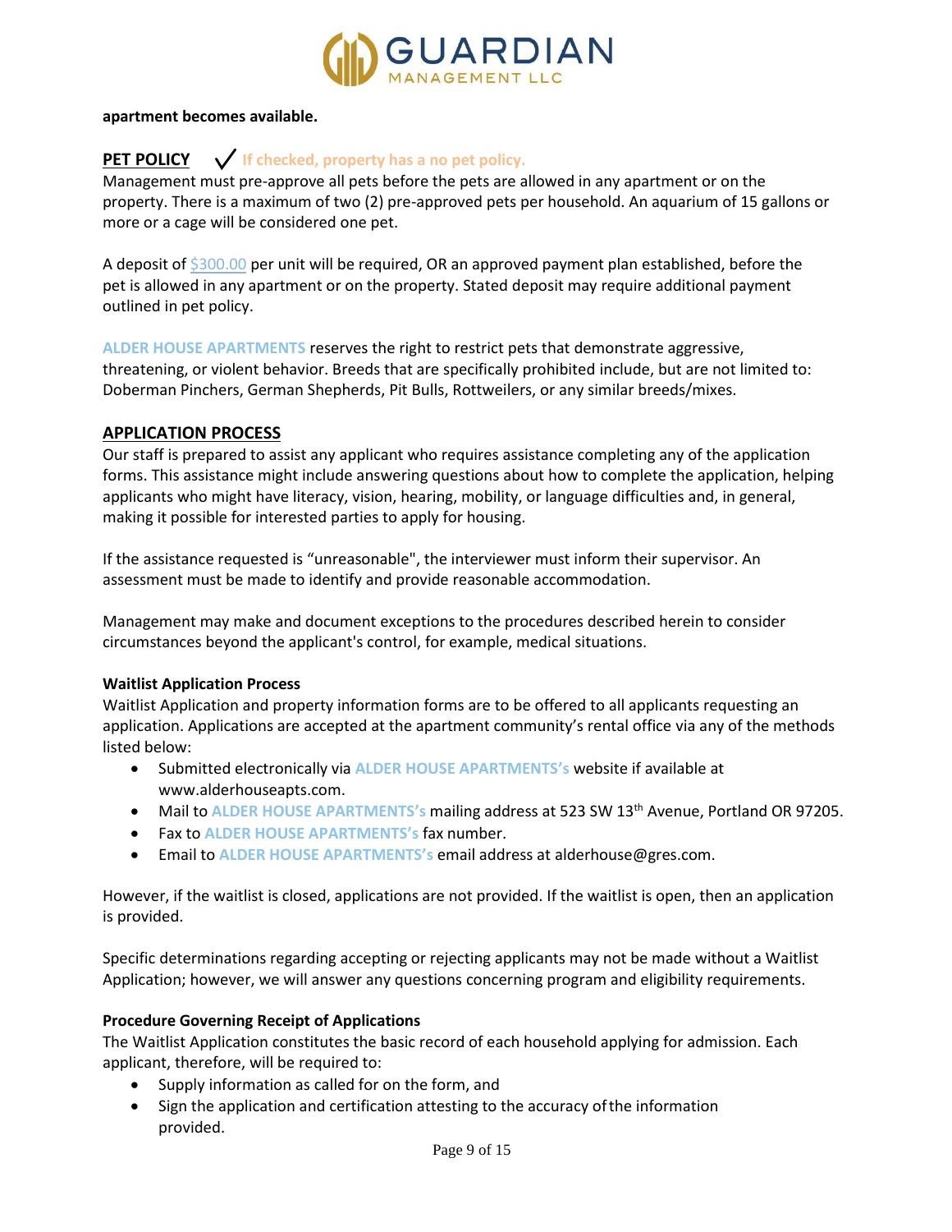**apartment becomes available.**

## PET POLICY

✓ If checked, property has a no pet policy.

Management must pre-approve all pets before the pets are allowed in any apartment or on the property. There is a maximum of two (2) pre-approved pets per household. An aquarium of 15 gallons or more or a cage will be considered one pet.

A deposit of $300.00 per unit will be required, OR an approved payment plan established, before the pet is allowed in any apartment or on the property. Stated deposit may require additional payment outlined in pet policy.

ALDER HOUSE APARTMENTS reserves the right to restrict pets that demonstrate aggressive, threatening, or violent behavior. Breeds that are specifically prohibited include, but are not limited to: Doberman Pinchers, German Shepherds, Pit Bulls, Rottweilers, or any similar breeds/mixes.

## APPLICATION PROCESS

Our staff is prepared to assist any applicant who requires assistance completing any of the application forms. This assistance might include answering questions about how to complete the application, helping applicants who might have literacy, vision, hearing, mobility, or language difficulties and, in general, making it possible for interested parties to apply for housing.

If the assistance requested is "unreasonable", the interviewer must inform their supervisor. An assessment must be made to identify and provide reasonable accommodation.

Management may make and document exceptions to the procedures described herein to consider circumstances beyond the applicant's control, for example, medical situations.

### Waitlist Application Process

Waitlist Application and property information forms are to be offered to all applicants requesting an application. Applications are accepted at the apartment community's rental office via any of the methods listed below:

- Submitted electronically via ALDER HOUSE APARTMENTS's website if available at www.alderhouseapts.com.
- Mail to ALDER HOUSE APARTMENTS's mailing address at 523 SW 13th Avenue, Portland OR 97205.
- Fax to ALDER HOUSE APARTMENTS's fax number.
- Email to ALDER HOUSE APARTMENTS's email address at alderhouse@gres.com.

However, if the waitlist is closed, applications are not provided. If the waitlist is open, then an application is provided.

Specific determinations regarding accepting or rejecting applicants may not be made without a Waitlist Application; however, we will answer any questions concerning program and eligibility requirements.

### Procedure Governing Receipt of Applications

The Waitlist Application constitutes the basic record of each household applying for admission. Each applicant, therefore, will be required to:

- Supply information as called for on the form, and
- Sign the application and certification attesting to the accuracy of the information provided.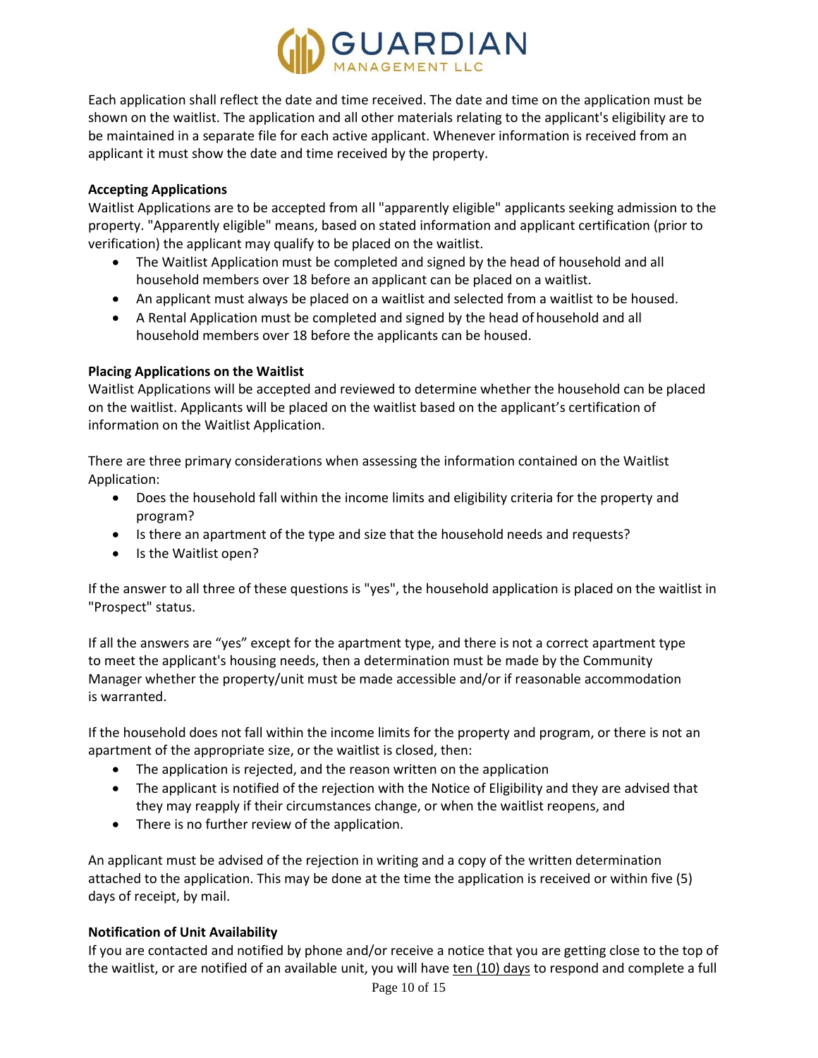Each application shall reflect the date and time received. The date and time on the application must be shown on the waitlist. The application and all other materials relating to the applicant's eligibility are to be maintained in a separate file for each active applicant. Whenever information is received from an applicant it must show the date and time received by the property.

**Accepting Applications**

Waitlist Applications are to be accepted from all "apparently eligible" applicants seeking admission to the property. "Apparently eligible" means, based on stated information and applicant certification (prior to verification) the applicant may qualify to be placed on the waitlist.

- The Waitlist Application must be completed and signed by the head of household and all household members over 18 before an applicant can be placed on a waitlist.
- An applicant must always be placed on a waitlist and selected from a waitlist to be housed.
- A Rental Application must be completed and signed by the head of household and all household members over 18 before the applicants can be housed.

**Placing Applications on the Waitlist**

Waitlist Applications will be accepted and reviewed to determine whether the household can be placed on the waitlist. Applicants will be placed on the waitlist based on the applicant's certification of information on the Waitlist Application.

There are three primary considerations when assessing the information contained on the Waitlist Application:

- Does the household fall within the income limits and eligibility criteria for the property and program?
- Is there an apartment of the type and size that the household needs and requests?
- Is the Waitlist open?

If the answer to all three of these questions is "yes", the household application is placed on the waitlist in "Prospect" status.

If all the answers are "yes" except for the apartment type, and there is not a correct apartment type to meet the applicant's housing needs, then a determination must be made by the Community Manager whether the property/unit must be made accessible and/or if reasonable accommodation is warranted.

If the household does not fall within the income limits for the property and program, or there is not an apartment of the appropriate size, or the waitlist is closed, then:

- The application is rejected, and the reason written on the application
- The applicant is notified of the rejection with the Notice of Eligibility and they are advised that they may reapply if their circumstances change, or when the waitlist reopens, and
- There is no further review of the application.

An applicant must be advised of the rejection in writing and a copy of the written determination attached to the application. This may be done at the time the application is received or within five (5) days of receipt, by mail.

**Notification of Unit Availability**

If you are contacted and notified by phone and/or receive a notice that you are getting close to the top of the waitlist, or are notified of an available unit, you will have ten (10) days to respond and complete a full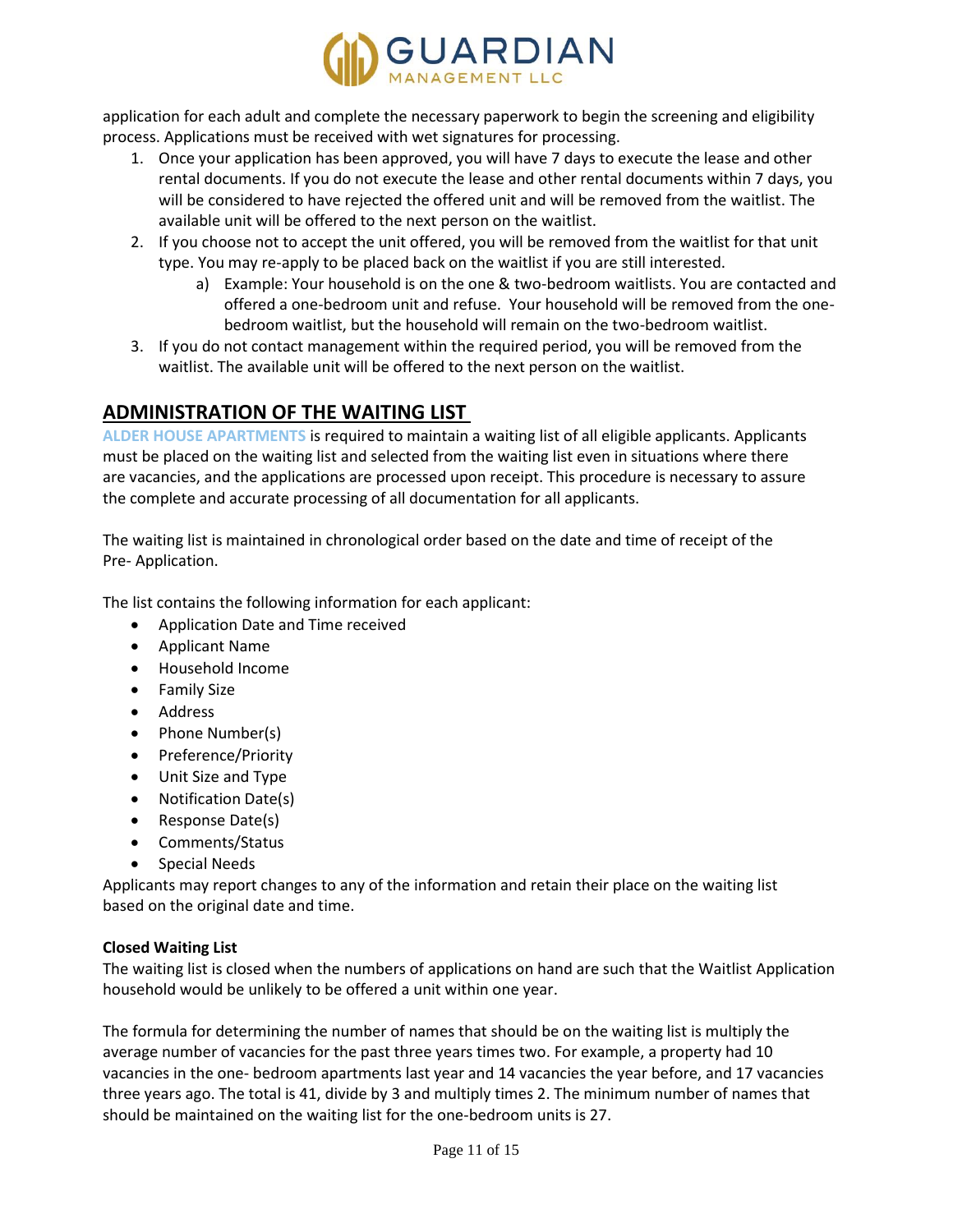application for each adult and complete the necessary paperwork to begin the screening and eligibility process. Applications must be received with wet signatures for processing.

1. Once your application has been approved, you will have 7 days to execute the lease and other rental documents. If you do not execute the lease and other rental documents within 7 days, you will be considered to have rejected the offered unit and will be removed from the waitlist. The available unit will be offered to the next person on the waitlist.
2. If you choose not to accept the unit offered, you will be removed from the waitlist for that unit type. You may re-apply to be placed back on the waitlist if you are still interested.
    a) Example: Your household is on the one & two-bedroom waitlists. You are contacted and offered a one-bedroom unit and refuse. Your household will be removed from the one-bedroom waitlist, but the household will remain on the two-bedroom waitlist.
3. If you do not contact management within the required period, you will be removed from the waitlist. The available unit will be offered to the next person on the waitlist.

## ADMINISTRATION OF THE WAITING LIST

ALDER HOUSE APARTMENTS is required to maintain a waiting list of all eligible applicants. Applicants must be placed on the waiting list and selected from the waiting list even in situations where there are vacancies, and the applications are processed upon receipt. This procedure is necessary to assure the complete and accurate processing of all documentation for all applicants.

The waiting list is maintained in chronological order based on the date and time of receipt of the Pre- Application.

The list contains the following information for each applicant:

- Application Date and Time received
- Applicant Name
- Household Income
- Family Size
- Address
- Phone Number(s)
- Preference/Priority
- Unit Size and Type
- Notification Date(s)
- Response Date(s)
- Comments/Status
- Special Needs

Applicants may report changes to any of the information and retain their place on the waiting list based on the original date and time.

**Closed Waiting List**

The waiting list is closed when the numbers of applications on hand are such that the Waitlist Application household would be unlikely to be offered a unit within one year.

The formula for determining the number of names that should be on the waiting list is multiply the average number of vacancies for the past three years times two. For example, a property had 10 vacancies in the one- bedroom apartments last year and 14 vacancies the year before, and 17 vacancies three years ago. The total is 41, divide by 3 and multiply times 2. The minimum number of names that should be maintained on the waiting list for the one-bedroom units is 27.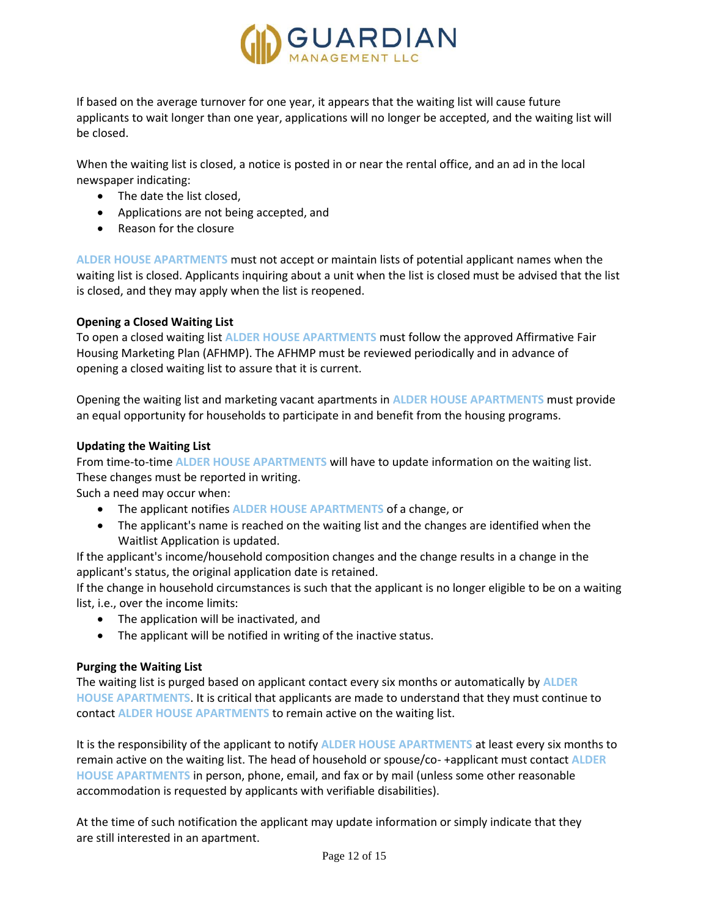If based on the average turnover for one year, it appears that the waiting list will cause future applicants to wait longer than one year, applications will no longer be accepted, and the waiting list will be closed.

When the waiting list is closed, a notice is posted in or near the rental office, and an ad in the local newspaper indicating:

- The date the list closed,
- Applications are not being accepted, and
- Reason for the closure

ALDER HOUSE APARTMENTS must not accept or maintain lists of potential applicant names when the waiting list is closed. Applicants inquiring about a unit when the list is closed must be advised that the list is closed, and they may apply when the list is reopened.

**Opening a Closed Waiting List**

To open a closed waiting list ALDER HOUSE APARTMENTS must follow the approved Affirmative Fair Housing Marketing Plan (AFHMP). The AFHMP must be reviewed periodically and in advance of opening a closed waiting list to assure that it is current.

Opening the waiting list and marketing vacant apartments in ALDER HOUSE APARTMENTS must provide an equal opportunity for households to participate in and benefit from the housing programs.

**Updating the Waiting List**

From time-to-time ALDER HOUSE APARTMENTS will have to update information on the waiting list. These changes must be reported in writing.

Such a need may occur when:

- The applicant notifies ALDER HOUSE APARTMENTS of a change, or
- The applicant's name is reached on the waiting list and the changes are identified when the Waitlist Application is updated.

If the applicant's income/household composition changes and the change results in a change in the applicant's status, the original application date is retained.

If the change in household circumstances is such that the applicant is no longer eligible to be on a waiting list, i.e., over the income limits:

- The application will be inactivated, and
- The applicant will be notified in writing of the inactive status.

**Purging the Waiting List**

The waiting list is purged based on applicant contact every six months or automatically by ALDER HOUSE APARTMENTS. It is critical that applicants are made to understand that they must continue to contact ALDER HOUSE APARTMENTS to remain active on the waiting list.

It is the responsibility of the applicant to notify ALDER HOUSE APARTMENTS at least every six months to remain active on the waiting list. The head of household or spouse/co- +applicant must contact ALDER HOUSE APARTMENTS in person, phone, email, and fax or by mail (unless some other reasonable accommodation is requested by applicants with verifiable disabilities).

At the time of such notification the applicant may update information or simply indicate that they are still interested in an apartment.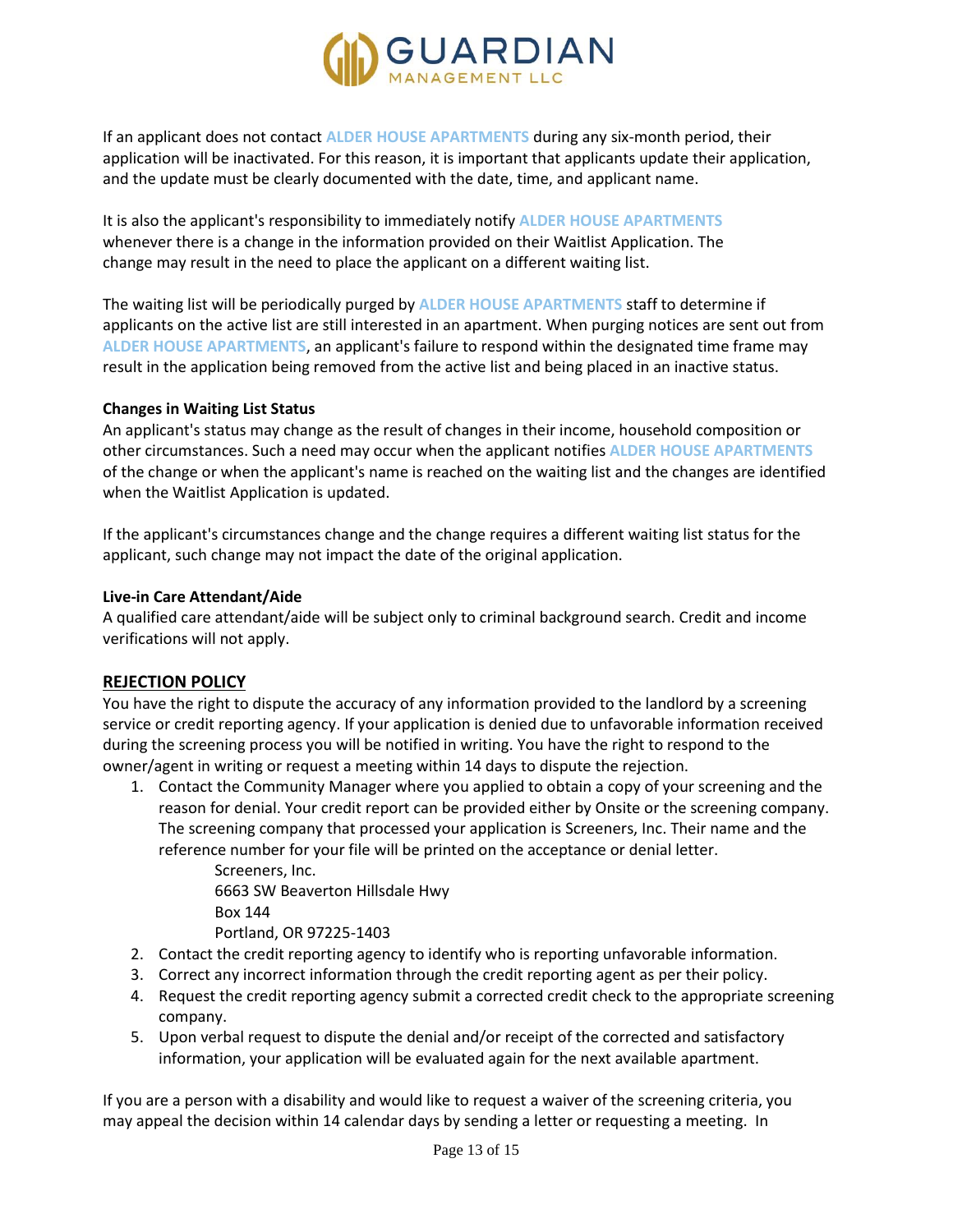If an applicant does not contact ALDER HOUSE APARTMENTS during any six-month period, their application will be inactivated. For this reason, it is important that applicants update their application, and the update must be clearly documented with the date, time, and applicant name.

It is also the applicant's responsibility to immediately notify ALDER HOUSE APARTMENTS whenever there is a change in the information provided on their Waitlist Application. The change may result in the need to place the applicant on a different waiting list.

The waiting list will be periodically purged by ALDER HOUSE APARTMENTS staff to determine if applicants on the active list are still interested in an apartment. When purging notices are sent out from ALDER HOUSE APARTMENTS, an applicant's failure to respond within the designated time frame may result in the application being removed from the active list and being placed in an inactive status.

**Changes in Waiting List Status**

An applicant's status may change as the result of changes in their income, household composition or other circumstances. Such a need may occur when the applicant notifies ALDER HOUSE APARTMENTS of the change or when the applicant's name is reached on the waiting list and the changes are identified when the Waitlist Application is updated.

If the applicant's circumstances change and the change requires a different waiting list status for the applicant, such change may not impact the date of the original application.

**Live-in Care Attendant/Aide**

A qualified care attendant/aide will be subject only to criminal background search. Credit and income verifications will not apply.

## REJECTION POLICY

You have the right to dispute the accuracy of any information provided to the landlord by a screening service or credit reporting agency. If your application is denied due to unfavorable information received during the screening process you will be notified in writing. You have the right to respond to the owner/agent in writing or request a meeting within 14 days to dispute the rejection.

1. Contact the Community Manager where you applied to obtain a copy of your screening and the reason for denial. Your credit report can be provided either by Onsite or the screening company. The screening company that processed your application is Screeners, Inc. Their name and the reference number for your file will be printed on the acceptance or denial letter.

   Screeners, Inc.
   6663 SW Beaverton Hillsdale Hwy
   Box 144
   Portland, OR 97225-1403

2. Contact the credit reporting agency to identify who is reporting unfavorable information.
3. Correct any incorrect information through the credit reporting agent as per their policy.
4. Request the credit reporting agency submit a corrected credit check to the appropriate screening company.
5. Upon verbal request to dispute the denial and/or receipt of the corrected and satisfactory information, your application will be evaluated again for the next available apartment.

If you are a person with a disability and would like to request a waiver of the screening criteria, you may appeal the decision within 14 calendar days by sending a letter or requesting a meeting. In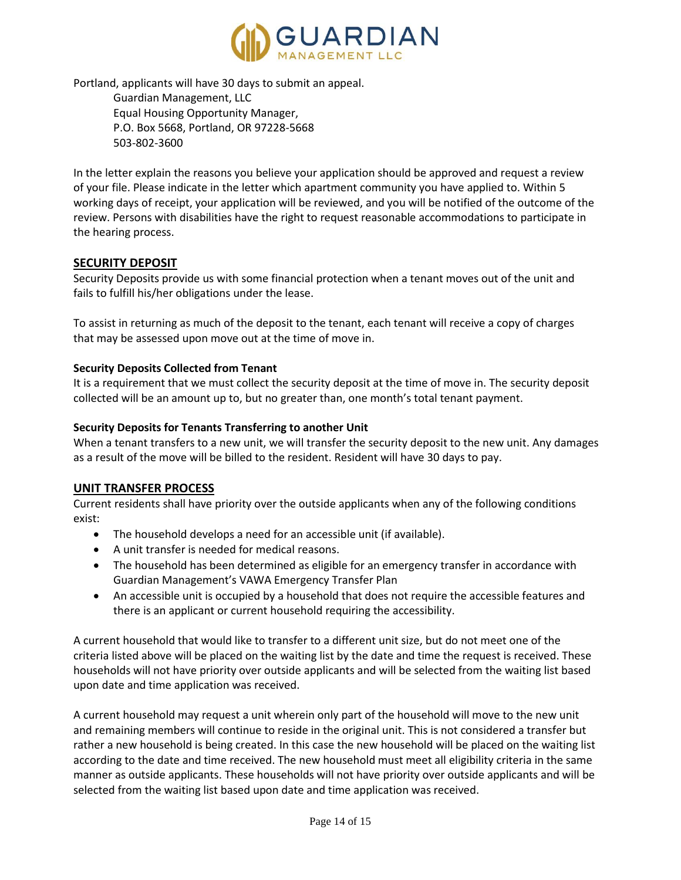Portland, applicants will have 30 days to submit an appeal.

Guardian Management, LLC
Equal Housing Opportunity Manager,
P.O. Box 5668, Portland, OR 97228-5668
503-802-3600

In the letter explain the reasons you believe your application should be approved and request a review of your file. Please indicate in the letter which apartment community you have applied to. Within 5 working days of receipt, your application will be reviewed, and you will be notified of the outcome of the review. Persons with disabilities have the right to request reasonable accommodations to participate in the hearing process.

## SECURITY DEPOSIT

Security Deposits provide us with some financial protection when a tenant moves out of the unit and fails to fulfill his/her obligations under the lease.

To assist in returning as much of the deposit to the tenant, each tenant will receive a copy of charges that may be assessed upon move out at the time of move in.

**Security Deposits Collected from Tenant**

It is a requirement that we must collect the security deposit at the time of move in. The security deposit collected will be an amount up to, but no greater than, one month's total tenant payment.

**Security Deposits for Tenants Transferring to another Unit**

When a tenant transfers to a new unit, we will transfer the security deposit to the new unit. Any damages as a result of the move will be billed to the resident. Resident will have 30 days to pay.

## UNIT TRANSFER PROCESS

Current residents shall have priority over the outside applicants when any of the following conditions exist:

- The household develops a need for an accessible unit (if available).
- A unit transfer is needed for medical reasons.
- The household has been determined as eligible for an emergency transfer in accordance with Guardian Management's VAWA Emergency Transfer Plan
- An accessible unit is occupied by a household that does not require the accessible features and there is an applicant or current household requiring the accessibility.

A current household that would like to transfer to a different unit size, but do not meet one of the criteria listed above will be placed on the waiting list by the date and time the request is received. These households will not have priority over outside applicants and will be selected from the waiting list based upon date and time application was received.

A current household may request a unit wherein only part of the household will move to the new unit and remaining members will continue to reside in the original unit. This is not considered a transfer but rather a new household is being created. In this case the new household will be placed on the waiting list according to the date and time received. The new household must meet all eligibility criteria in the same manner as outside applicants. These households will not have priority over outside applicants and will be selected from the waiting list based upon date and time application was received.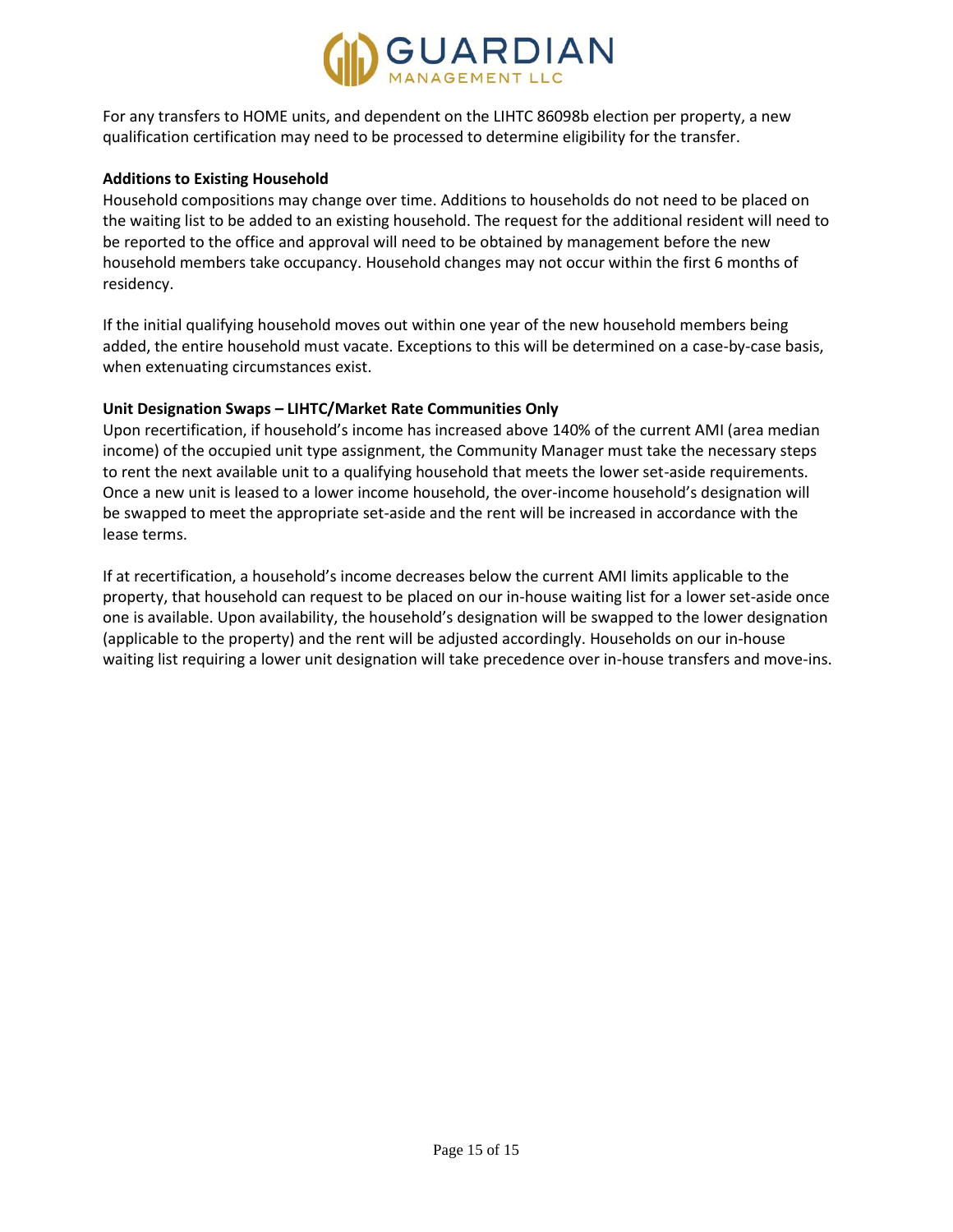For any transfers to HOME units, and dependent on the LIHTC 86098b election per property, a new qualification certification may need to be processed to determine eligibility for the transfer.

**Additions to Existing Household**

Household compositions may change over time. Additions to households do not need to be placed on the waiting list to be added to an existing household. The request for the additional resident will need to be reported to the office and approval will need to be obtained by management before the new household members take occupancy. Household changes may not occur within the first 6 months of residency.

If the initial qualifying household moves out within one year of the new household members being added, the entire household must vacate. Exceptions to this will be determined on a case-by-case basis, when extenuating circumstances exist.

**Unit Designation Swaps – LIHTC/Market Rate Communities Only**

Upon recertification, if household's income has increased above 140% of the current AMI (area median income) of the occupied unit type assignment, the Community Manager must take the necessary steps to rent the next available unit to a qualifying household that meets the lower set-aside requirements. Once a new unit is leased to a lower income household, the over-income household's designation will be swapped to meet the appropriate set-aside and the rent will be increased in accordance with the lease terms.

If at recertification, a household's income decreases below the current AMI limits applicable to the property, that household can request to be placed on our in-house waiting list for a lower set-aside once one is available. Upon availability, the household's designation will be swapped to the lower designation (applicable to the property) and the rent will be adjusted accordingly. Households on our in-house waiting list requiring a lower unit designation will take precedence over in-house transfers and move-ins.